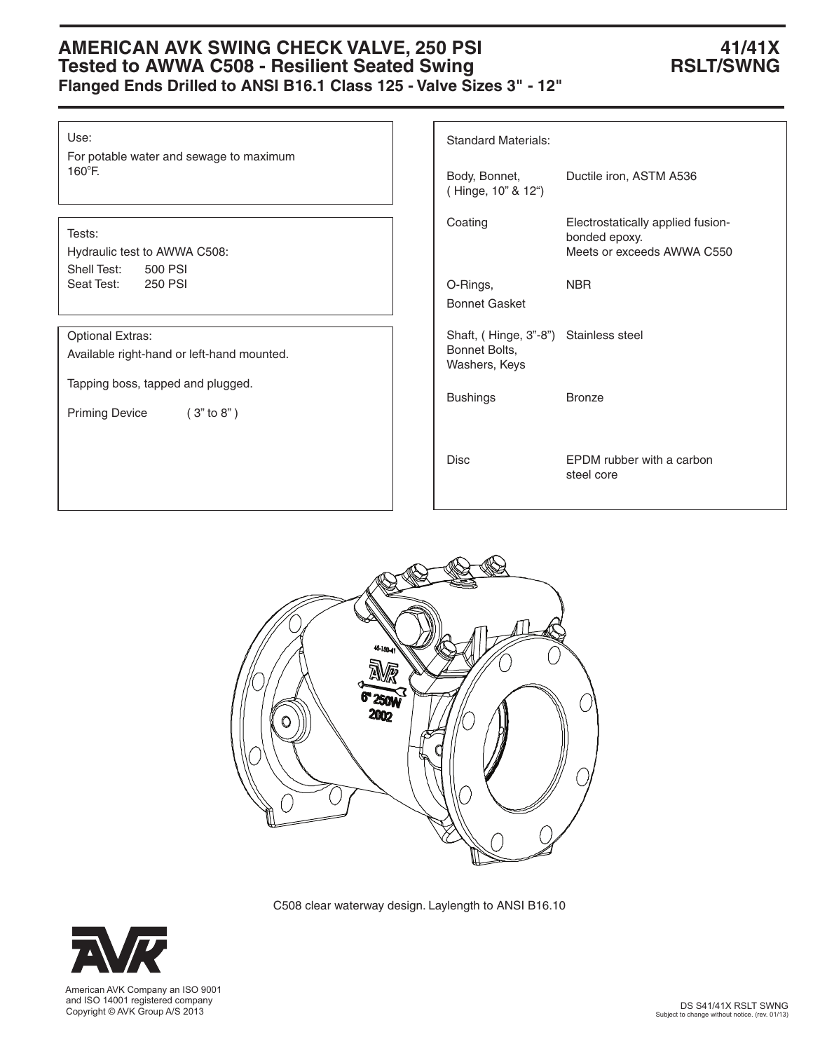# AMERICAN AVK SWING CHECK VALVE, 250 PSI
## Tested to AWWA C508 - Resilient Seated Swing
### Flanged Ends Drilled to ANSI B16.1 Class 125 - Valve Sizes 3" - 12"

**41/41X RSLT/SWNG**

Use:

For potable water and sewage to maximum 160°F.

Tests:

Hydraulic test to AWWA C508:

Shell Test: 500 PSI
Seat Test: 250 PSI

Optional Extras:

Available right-hand or left-hand mounted.

Tapping boss, tapped and plugged.

Priming Device ( 3" to 8" )

Standard Materials:

| Component | Material |
| --- | --- |
| Body, Bonnet, ( Hinge, 10" & 12") | Ductile iron, ASTM A536 |
| Coating | Electrostatically applied fusion-bonded epoxy. Meets or exceeds AWWA C550 |
| O-Rings, Bonnet Gasket | NBR |
| Shaft, ( Hinge, 3"-8") Bonnet Bolts, Washers, Keys | Stainless steel |
| Bushings | Bronze |
| Disc | EPDM rubber with a carbon steel core |

C508 clear waterway design. Laylength to ANSI B16.10

American AVK Company an ISO 9001 and ISO 14001 registered company
Copyright © AVK Group A/S 2013

DS S41/41X RSLT SWNG
Subject to change without notice. (rev. 01/13)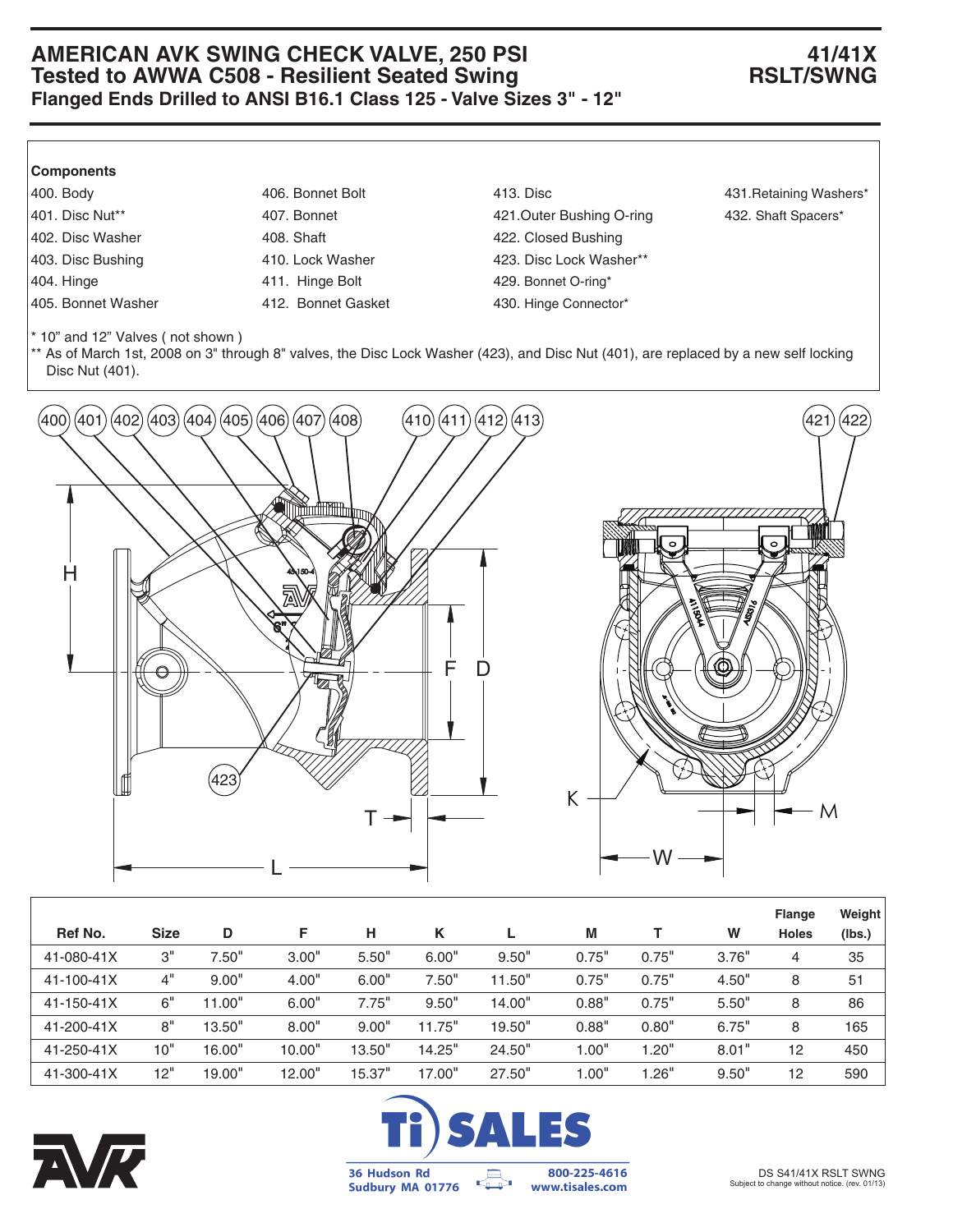# AMERICAN AVK SWING CHECK VALVE, 250 PSI
## Tested to AWWA C508 - Resilient Seated Swing
### Flanged Ends Drilled to ANSI B16.1 Class 125 - Valve Sizes 3" - 12"

**41/41X RSLT/SWNG**

**Components**

400. Body
401. Disc Nut**
402. Disc Washer
403. Disc Bushing
404. Hinge
405. Bonnet Washer
406. Bonnet Bolt
407. Bonnet
408. Shaft
410. Lock Washer
411. Hinge Bolt
412. Bonnet Gasket
413. Disc
421. Outer Bushing O-ring
422. Closed Bushing
423. Disc Lock Washer**
429. Bonnet O-ring*
430. Hinge Connector*
431. Retaining Washers*
432. Shaft Spacers*

\* 10" and 12" Valves ( not shown )

\*\* As of March 1st, 2008 on 3" through 8" valves, the Disc Lock Washer (423), and Disc Nut (401), are replaced by a new self locking Disc Nut (401).

400 401 402 403 404 405 406 407 408 410 411 412 413 421 422 423

H F D T L K W M

| Ref No. | Size | D | F | H | K | L | M | T | W | Flange Holes | Weight (lbs.) |
|---|---|---|---|---|---|---|---|---|---|---|---|
| 41-080-41X | 3" | 7.50" | 3.00" | 5.50" | 6.00" | 9.50" | 0.75" | 0.75" | 3.76" | 4 | 35 |
| 41-100-41X | 4" | 9.00" | 4.00" | 6.00" | 7.50" | 11.50" | 0.75" | 0.75" | 4.50" | 8 | 51 |
| 41-150-41X | 6" | 11.00" | 6.00" | 7.75" | 9.50" | 14.00" | 0.88" | 0.75" | 5.50" | 8 | 86 |
| 41-200-41X | 8" | 13.50" | 8.00" | 9.00" | 11.75" | 19.50" | 0.88" | 0.80" | 6.75" | 8 | 165 |
| 41-250-41X | 10" | 16.00" | 10.00" | 13.50" | 14.25" | 24.50" | 1.00" | 1.20" | 8.01" | 12 | 450 |
| 41-300-41X | 12" | 19.00" | 12.00" | 15.37" | 17.00" | 27.50" | 1.00" | 1.26" | 9.50" | 12 | 590 |

AVK

Ti SALES
36 Hudson Rd
Sudbury MA 01776
800-225-4616
www.tisales.com

DS S41/41X RSLT SWNG
Subject to change without notice. (rev. 01/13)